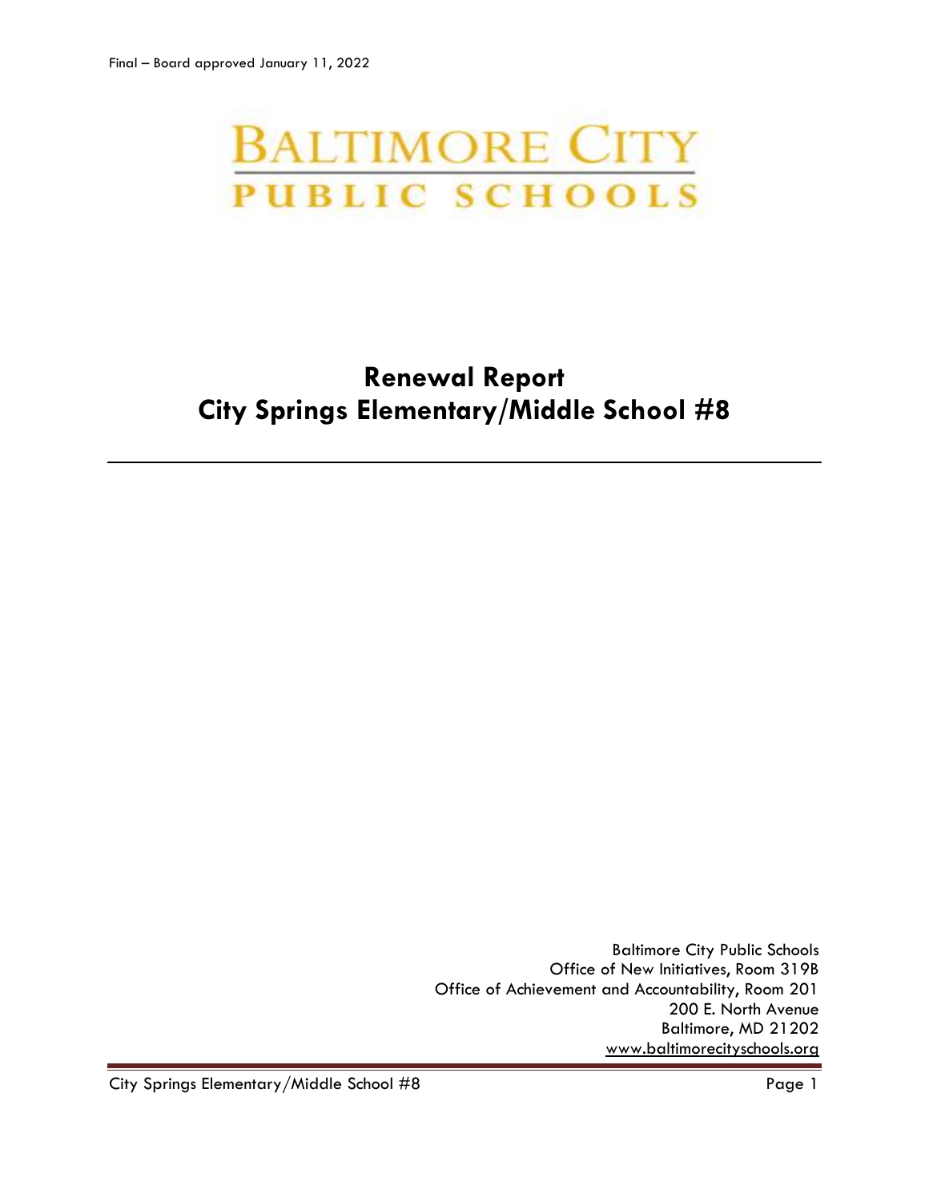Final – Board approved January 11, 2022

BALTIMORE CITY
PUBLIC SCHOOLS

# Renewal Report
# City Springs Elementary/Middle School #8

---

Baltimore City Public Schools
Office of New Initiatives, Room 319B
Office of Achievement and Accountability, Room 201
200 E. North Avenue
Baltimore, MD 21202
www.baltimorecityschools.org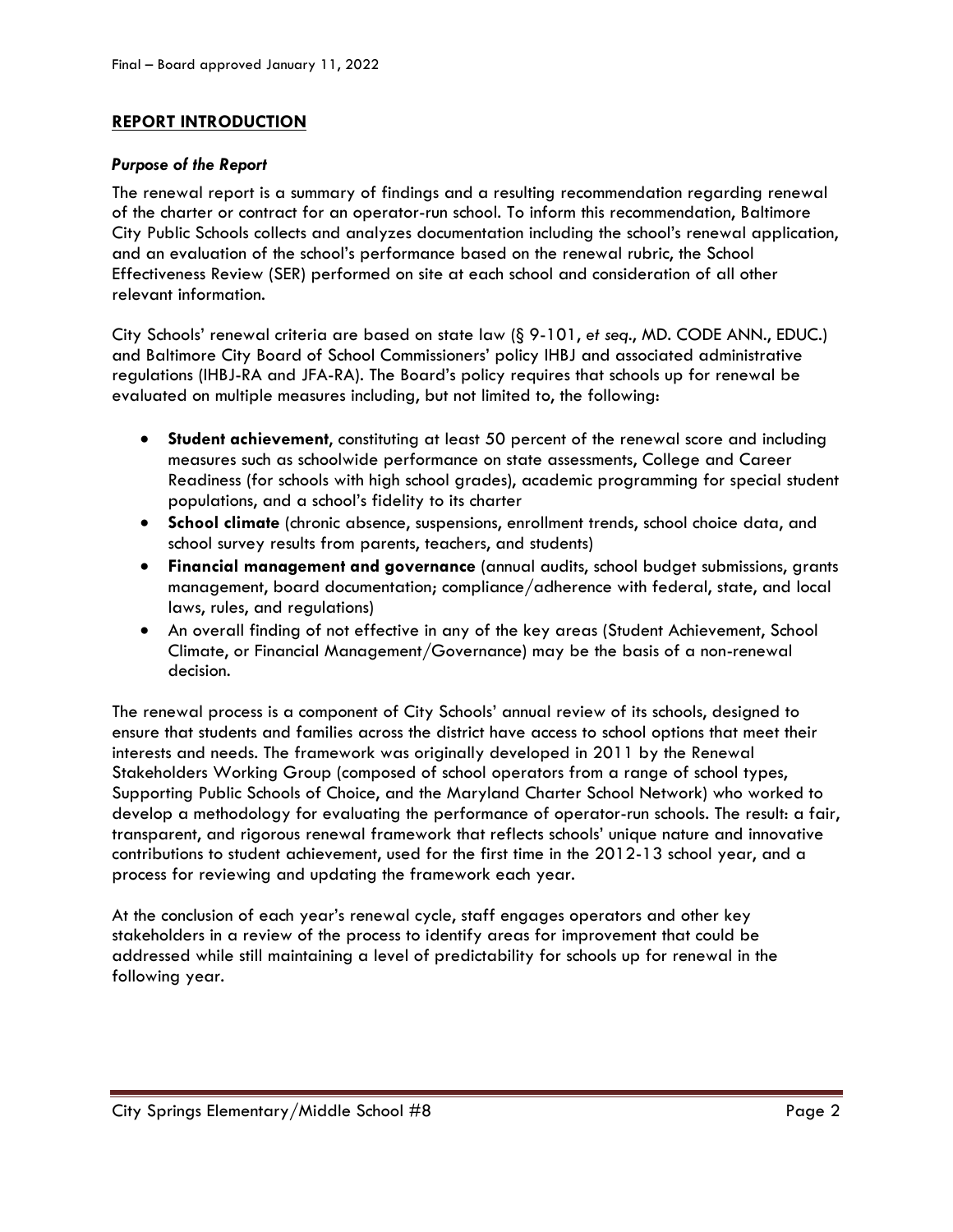## REPORT INTRODUCTION

### *Purpose of the Report*

The renewal report is a summary of findings and a resulting recommendation regarding renewal of the charter or contract for an operator-run school. To inform this recommendation, Baltimore City Public Schools collects and analyzes documentation including the school's renewal application, and an evaluation of the school's performance based on the renewal rubric, the School Effectiveness Review (SER) performed on site at each school and consideration of all other relevant information.

City Schools' renewal criteria are based on state law (§ 9-101, *et seq*., MD. CODE ANN., EDUC.) and Baltimore City Board of School Commissioners' policy IHBJ and associated administrative regulations (IHBJ-RA and JFA-RA). The Board's policy requires that schools up for renewal be evaluated on multiple measures including, but not limited to, the following:

- **Student achievement**, constituting at least 50 percent of the renewal score and including measures such as schoolwide performance on state assessments, College and Career Readiness (for schools with high school grades), academic programming for special student populations, and a school's fidelity to its charter
- **School climate** (chronic absence, suspensions, enrollment trends, school choice data, and school survey results from parents, teachers, and students)
- **Financial management and governance** (annual audits, school budget submissions, grants management, board documentation; compliance/adherence with federal, state, and local laws, rules, and regulations)
- An overall finding of not effective in any of the key areas (Student Achievement, School Climate, or Financial Management/Governance) may be the basis of a non-renewal decision.

The renewal process is a component of City Schools' annual review of its schools, designed to ensure that students and families across the district have access to school options that meet their interests and needs. The framework was originally developed in 2011 by the Renewal Stakeholders Working Group (composed of school operators from a range of school types, Supporting Public Schools of Choice, and the Maryland Charter School Network) who worked to develop a methodology for evaluating the performance of operator-run schools. The result: a fair, transparent, and rigorous renewal framework that reflects schools' unique nature and innovative contributions to student achievement, used for the first time in the 2012-13 school year, and a process for reviewing and updating the framework each year.

At the conclusion of each year's renewal cycle, staff engages operators and other key stakeholders in a review of the process to identify areas for improvement that could be addressed while still maintaining a level of predictability for schools up for renewal in the following year.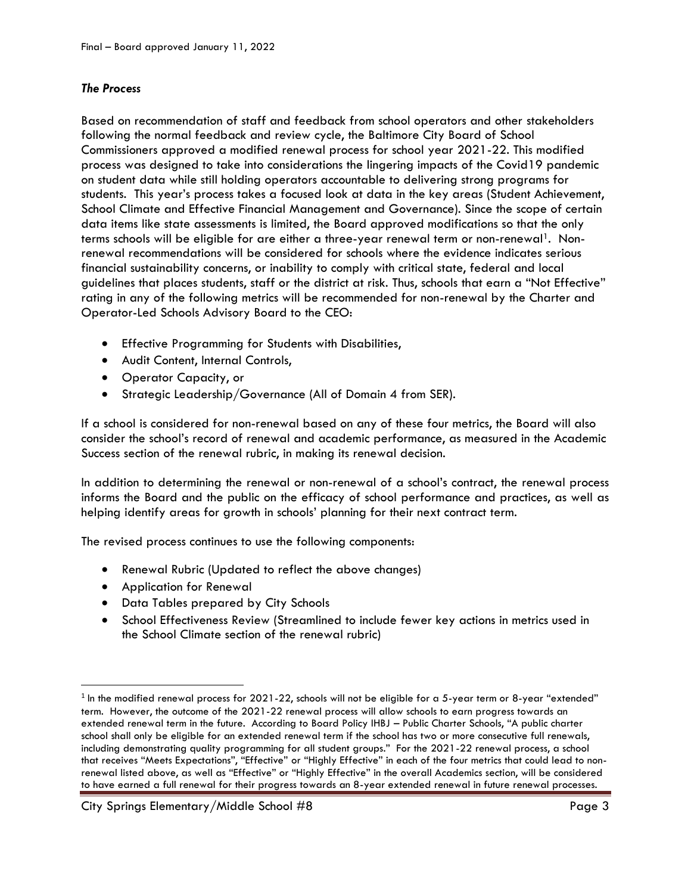### *The Process*

Based on recommendation of staff and feedback from school operators and other stakeholders following the normal feedback and review cycle, the Baltimore City Board of School Commissioners approved a modified renewal process for school year 2021-22. This modified process was designed to take into considerations the lingering impacts of the Covid19 pandemic on student data while still holding operators accountable to delivering strong programs for students. This year's process takes a focused look at data in the key areas (Student Achievement, School Climate and Effective Financial Management and Governance). Since the scope of certain data items like state assessments is limited, the Board approved modifications so that the only terms schools will be eligible for are either a three-year renewal term or non-renewal[1]. Non-renewal recommendations will be considered for schools where the evidence indicates serious financial sustainability concerns, or inability to comply with critical state, federal and local guidelines that places students, staff or the district at risk. Thus, schools that earn a "Not Effective" rating in any of the following metrics will be recommended for non-renewal by the Charter and Operator-Led Schools Advisory Board to the CEO:

- Effective Programming for Students with Disabilities,
- Audit Content, Internal Controls,
- Operator Capacity, or
- Strategic Leadership/Governance (All of Domain 4 from SER).

If a school is considered for non-renewal based on any of these four metrics, the Board will also consider the school's record of renewal and academic performance, as measured in the Academic Success section of the renewal rubric, in making its renewal decision.

In addition to determining the renewal or non-renewal of a school's contract, the renewal process informs the Board and the public on the efficacy of school performance and practices, as well as helping identify areas for growth in schools' planning for their next contract term.

The revised process continues to use the following components:

- Renewal Rubric (Updated to reflect the above changes)
- Application for Renewal
- Data Tables prepared by City Schools
- School Effectiveness Review (Streamlined to include fewer key actions in metrics used in the School Climate section of the renewal rubric)

---

[1] In the modified renewal process for 2021-22, schools will not be eligible for a 5-year term or 8-year "extended" term. However, the outcome of the 2021-22 renewal process will allow schools to earn progress towards an extended renewal term in the future. According to Board Policy IHBJ – Public Charter Schools, "A public charter school shall only be eligible for an extended renewal term if the school has two or more consecutive full renewals, including demonstrating quality programming for all student groups." For the 2021-22 renewal process, a school that receives "Meets Expectations", "Effective" or "Highly Effective" in each of the four metrics that could lead to non-renewal listed above, as well as "Effective" or "Highly Effective" in the overall Academics section, will be considered to have earned a full renewal for their progress towards an 8-year extended renewal in future renewal processes.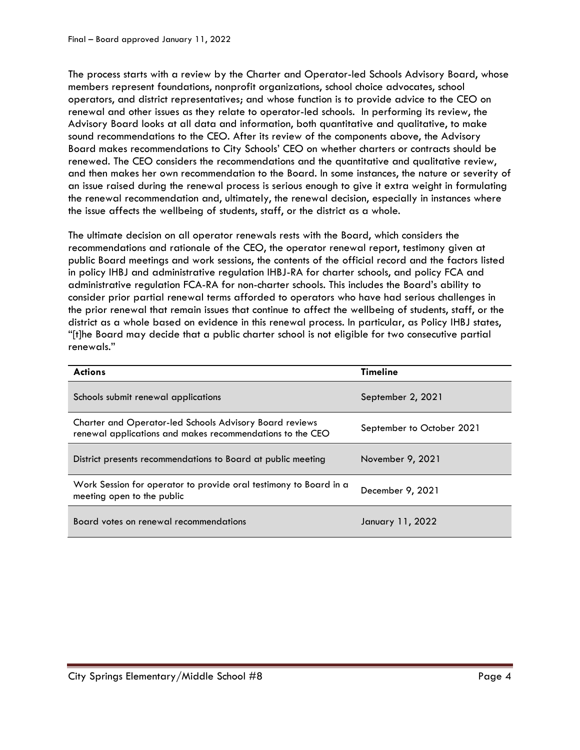The process starts with a review by the Charter and Operator-led Schools Advisory Board, whose members represent foundations, nonprofit organizations, school choice advocates, school operators, and district representatives; and whose function is to provide advice to the CEO on renewal and other issues as they relate to operator-led schools. In performing its review, the Advisory Board looks at all data and information, both quantitative and qualitative, to make sound recommendations to the CEO. After its review of the components above, the Advisory Board makes recommendations to City Schools' CEO on whether charters or contracts should be renewed. The CEO considers the recommendations and the quantitative and qualitative review, and then makes her own recommendation to the Board. In some instances, the nature or severity of an issue raised during the renewal process is serious enough to give it extra weight in formulating the renewal recommendation and, ultimately, the renewal decision, especially in instances where the issue affects the wellbeing of students, staff, or the district as a whole.

The ultimate decision on all operator renewals rests with the Board, which considers the recommendations and rationale of the CEO, the operator renewal report, testimony given at public Board meetings and work sessions, the contents of the official record and the factors listed in policy IHBJ and administrative regulation IHBJ-RA for charter schools, and policy FCA and administrative regulation FCA-RA for non-charter schools. This includes the Board's ability to consider prior partial renewal terms afforded to operators who have had serious challenges in the prior renewal that remain issues that continue to affect the wellbeing of students, staff, or the district as a whole based on evidence in this renewal process. In particular, as Policy IHBJ states, "[t]he Board may decide that a public charter school is not eligible for two consecutive partial renewals."

| Actions | Timeline |
|---|---|
| Schools submit renewal applications | September 2, 2021 |
| Charter and Operator-led Schools Advisory Board reviews renewal applications and makes recommendations to the CEO | September to October 2021 |
| District presents recommendations to Board at public meeting | November 9, 2021 |
| Work Session for operator to provide oral testimony to Board in a meeting open to the public | December 9, 2021 |
| Board votes on renewal recommendations | January 11, 2022 |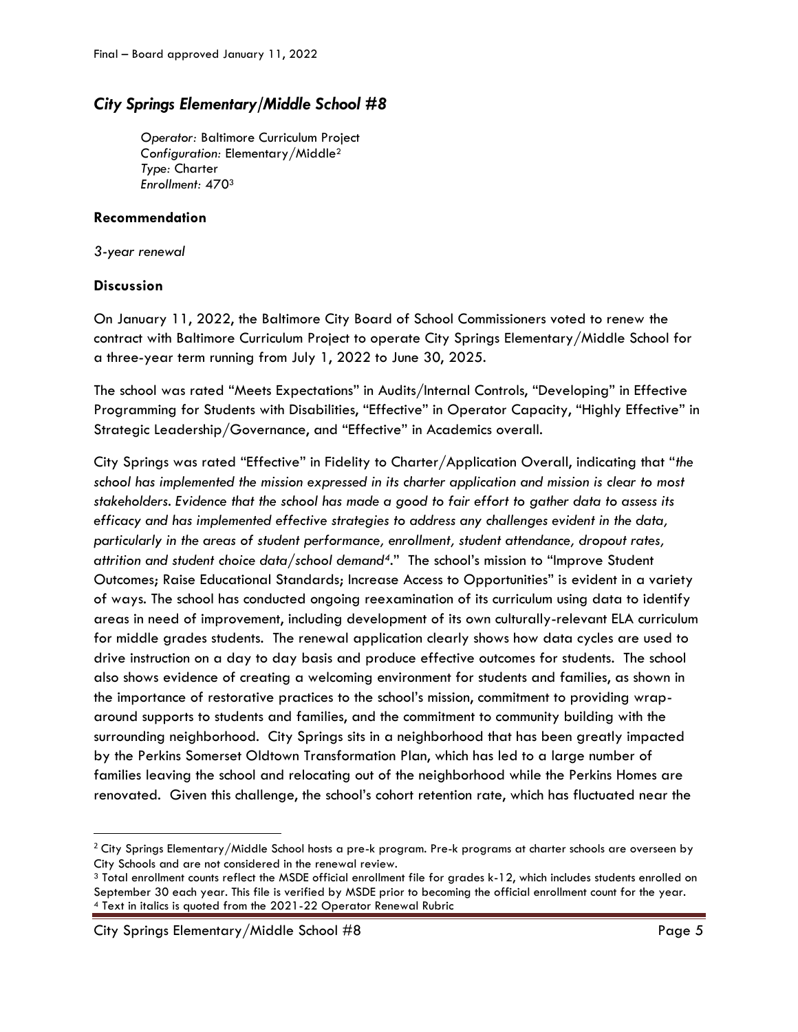## *City Springs Elementary/Middle School #8*

*Operator:* Baltimore Curriculum Project
*Configuration:* Elementary/Middle[2]
*Type:* Charter
*Enrollment:* 470[3]

### Recommendation

*3-year renewal*

### Discussion

On January 11, 2022, the Baltimore City Board of School Commissioners voted to renew the contract with Baltimore Curriculum Project to operate City Springs Elementary/Middle School for a three-year term running from July 1, 2022 to June 30, 2025.

The school was rated "Meets Expectations" in Audits/Internal Controls, "Developing" in Effective Programming for Students with Disabilities, "Effective" in Operator Capacity, "Highly Effective" in Strategic Leadership/Governance, and "Effective" in Academics overall.

City Springs was rated "Effective" in Fidelity to Charter/Application Overall, indicating that "*the school has implemented the mission expressed in its charter application and mission is clear to most stakeholders. Evidence that the school has made a good to fair effort to gather data to assess its efficacy and has implemented effective strategies to address any challenges evident in the data, particularly in the areas of student performance, enrollment, student attendance, dropout rates, attrition and student choice data/school demand[4].*" The school's mission to "Improve Student Outcomes; Raise Educational Standards; Increase Access to Opportunities" is evident in a variety of ways. The school has conducted ongoing reexamination of its curriculum using data to identify areas in need of improvement, including development of its own culturally-relevant ELA curriculum for middle grades students. The renewal application clearly shows how data cycles are used to drive instruction on a day to day basis and produce effective outcomes for students. The school also shows evidence of creating a welcoming environment for students and families, as shown in the importance of restorative practices to the school's mission, commitment to providing wrap-around supports to students and families, and the commitment to community building with the surrounding neighborhood. City Springs sits in a neighborhood that has been greatly impacted by the Perkins Somerset Oldtown Transformation Plan, which has led to a large number of families leaving the school and relocating out of the neighborhood while the Perkins Homes are renovated. Given this challenge, the school's cohort retention rate, which has fluctuated near the

---

[2] City Springs Elementary/Middle School hosts a pre-k program. Pre-k programs at charter schools are overseen by City Schools and are not considered in the renewal review.

[3] Total enrollment counts reflect the MSDE official enrollment file for grades k-12, which includes students enrolled on September 30 each year. This file is verified by MSDE prior to becoming the official enrollment count for the year.

[4] Text in italics is quoted from the 2021-22 Operator Renewal Rubric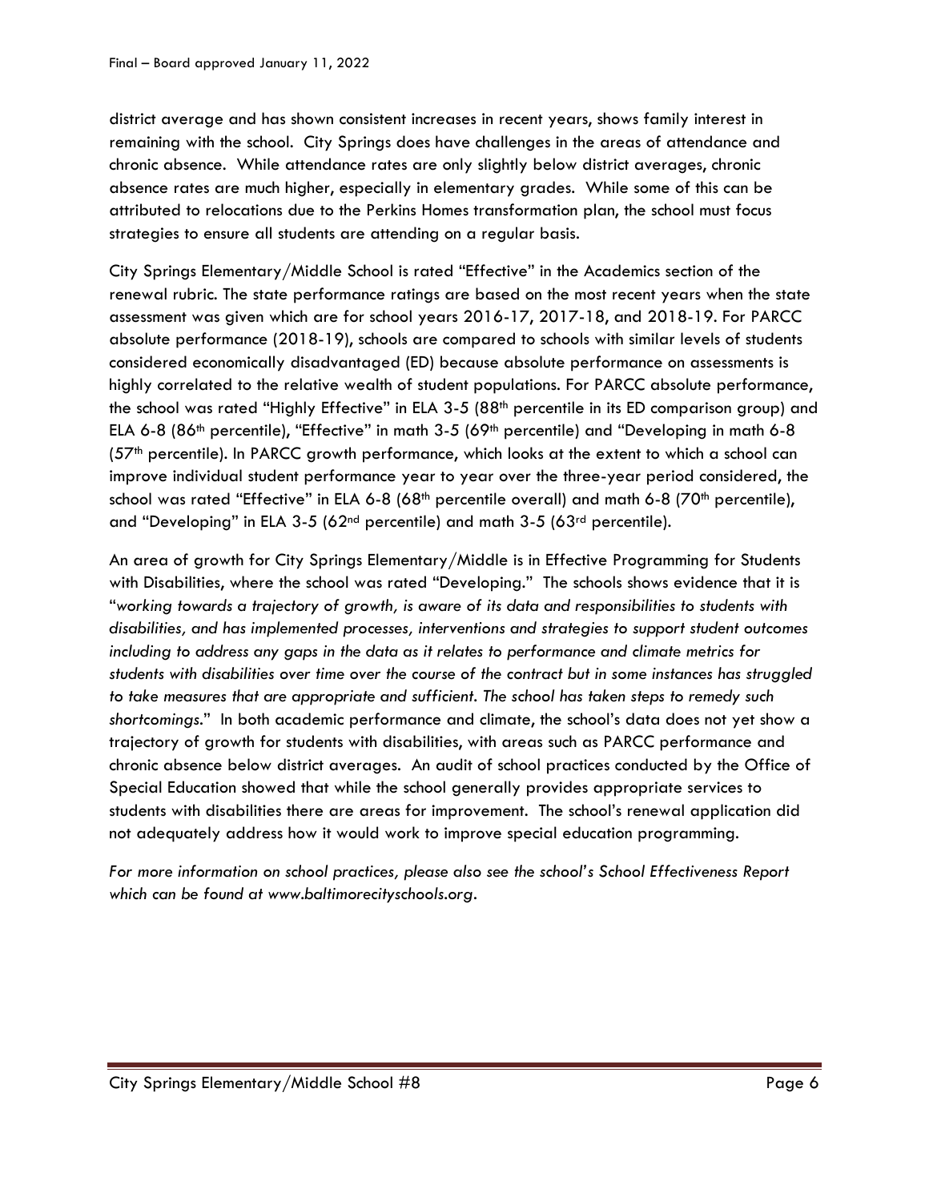district average and has shown consistent increases in recent years, shows family interest in remaining with the school. City Springs does have challenges in the areas of attendance and chronic absence. While attendance rates are only slightly below district averages, chronic absence rates are much higher, especially in elementary grades. While some of this can be attributed to relocations due to the Perkins Homes transformation plan, the school must focus strategies to ensure all students are attending on a regular basis.

City Springs Elementary/Middle School is rated "Effective" in the Academics section of the renewal rubric. The state performance ratings are based on the most recent years when the state assessment was given which are for school years 2016-17, 2017-18, and 2018-19. For PARCC absolute performance (2018-19), schools are compared to schools with similar levels of students considered economically disadvantaged (ED) because absolute performance on assessments is highly correlated to the relative wealth of student populations. For PARCC absolute performance, the school was rated "Highly Effective" in ELA 3-5 (88th percentile in its ED comparison group) and ELA 6-8 (86th percentile), "Effective" in math 3-5 (69th percentile) and "Developing in math 6-8 (57th percentile). In PARCC growth performance, which looks at the extent to which a school can improve individual student performance year to year over the three-year period considered, the school was rated "Effective" in ELA 6-8 (68th percentile overall) and math 6-8 (70th percentile), and "Developing" in ELA 3-5 (62nd percentile) and math 3-5 (63rd percentile).

An area of growth for City Springs Elementary/Middle is in Effective Programming for Students with Disabilities, where the school was rated "Developing." The schools shows evidence that it is "*working towards a trajectory of growth, is aware of its data and responsibilities to students with disabilities, and has implemented processes, interventions and strategies to support student outcomes including to address any gaps in the data as it relates to performance and climate metrics for students with disabilities over time over the course of the contract but in some instances has struggled to take measures that are appropriate and sufficient. The school has taken steps to remedy such shortcomings.*" In both academic performance and climate, the school's data does not yet show a trajectory of growth for students with disabilities, with areas such as PARCC performance and chronic absence below district averages. An audit of school practices conducted by the Office of Special Education showed that while the school generally provides appropriate services to students with disabilities there are areas for improvement. The school's renewal application did not adequately address how it would work to improve special education programming.

*For more information on school practices, please also see the school's School Effectiveness Report which can be found at www.baltimorecityschools.org.*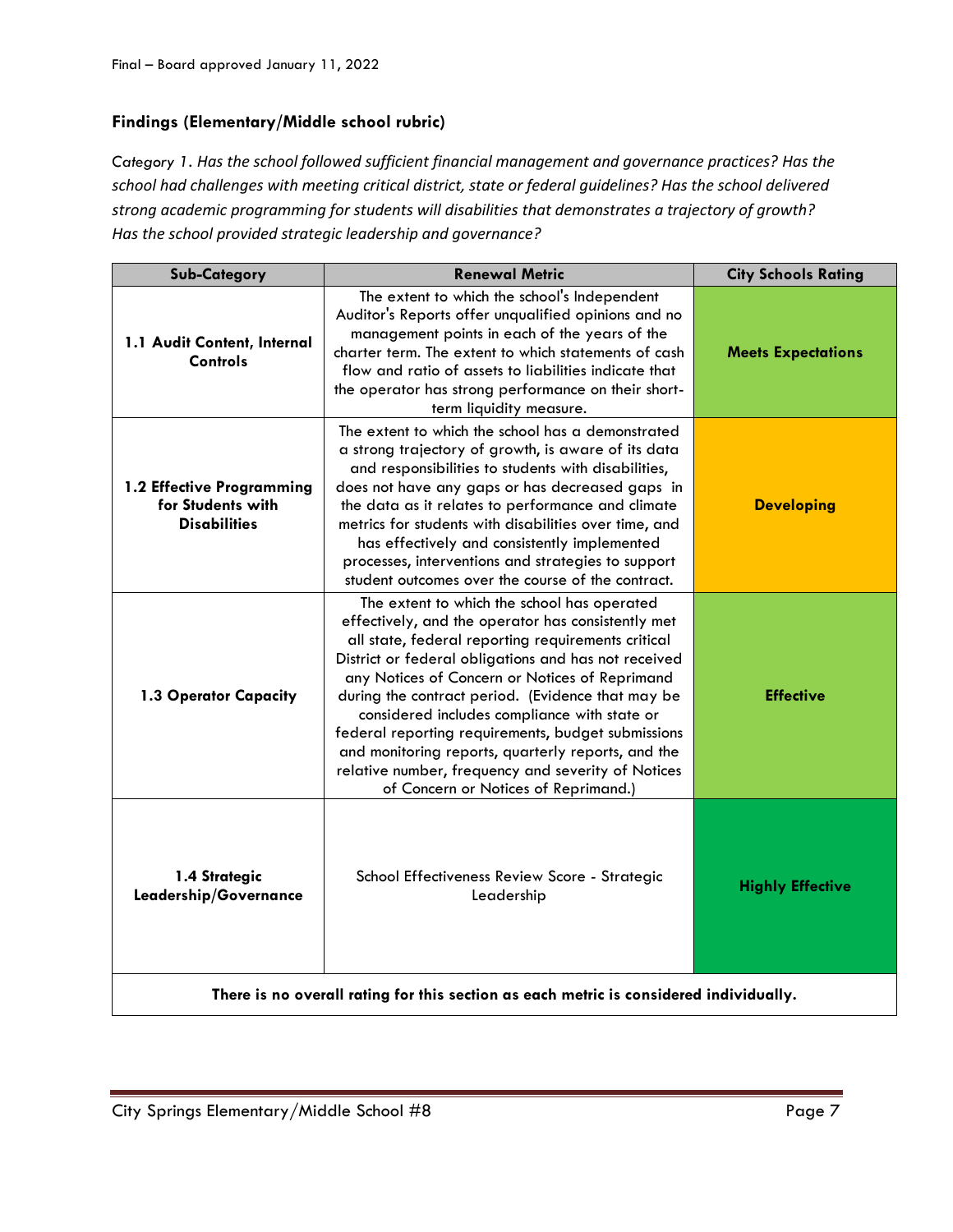Final – Board approved January 11, 2022

### Findings (Elementary/Middle school rubric)

*Category 1. Has the school followed sufficient financial management and governance practices? Has the school had challenges with meeting critical district, state or federal guidelines? Has the school delivered strong academic programming for students will disabilities that demonstrates a trajectory of growth? Has the school provided strategic leadership and governance?*

| Sub-Category | Renewal Metric | City Schools Rating |
|---|---|---|
| **1.1 Audit Content, Internal Controls** | The extent to which the school's Independent Auditor's Reports offer unqualified opinions and no management points in each of the years of the charter term. The extent to which statements of cash flow and ratio of assets to liabilities indicate that the operator has strong performance on their short-term liquidity measure. | **Meets Expectations** |
| **1.2 Effective Programming for Students with Disabilities** | The extent to which the school has a demonstrated a strong trajectory of growth, is aware of its data and responsibilities to students with disabilities, does not have any gaps or has decreased gaps in the data as it relates to performance and climate metrics for students with disabilities over time, and has effectively and consistently implemented processes, interventions and strategies to support student outcomes over the course of the contract. | **Developing** |
| **1.3 Operator Capacity** | The extent to which the school has operated effectively, and the operator has consistently met all state, federal reporting requirements critical District or federal obligations and has not received any Notices of Concern or Notices of Reprimand during the contract period. (Evidence that may be considered includes compliance with state or federal reporting requirements, budget submissions and monitoring reports, quarterly reports, and the relative number, frequency and severity of Notices of Concern or Notices of Reprimand.) | **Effective** |
| **1.4 Strategic Leadership/Governance** | School Effectiveness Review Score - Strategic Leadership | **Highly Effective** |
| **There is no overall rating for this section as each metric is considered individually.** | | |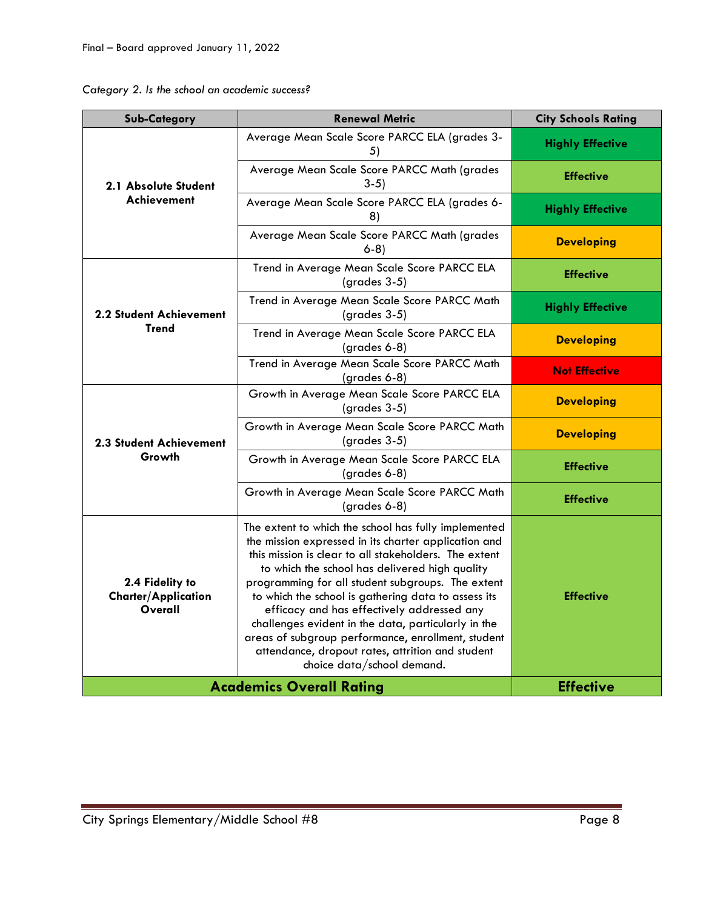*Category 2. Is the school an academic success?*

| Sub-Category | Renewal Metric | City Schools Rating |
| --- | --- | --- |
| **2.1 Absolute Student Achievement** | Average Mean Scale Score PARCC ELA (grades 3-5) | **Highly Effective** |
| | Average Mean Scale Score PARCC Math (grades 3-5) | **Effective** |
| | Average Mean Scale Score PARCC ELA (grades 6-8) | **Highly Effective** |
| | Average Mean Scale Score PARCC Math (grades 6-8) | **Developing** |
| **2.2 Student Achievement Trend** | Trend in Average Mean Scale Score PARCC ELA (grades 3-5) | **Effective** |
| | Trend in Average Mean Scale Score PARCC Math (grades 3-5) | **Highly Effective** |
| | Trend in Average Mean Scale Score PARCC ELA (grades 6-8) | **Developing** |
| | Trend in Average Mean Scale Score PARCC Math (grades 6-8) | **Not Effective** |
| **2.3 Student Achievement Growth** | Growth in Average Mean Scale Score PARCC ELA (grades 3-5) | **Developing** |
| | Growth in Average Mean Scale Score PARCC Math (grades 3-5) | **Developing** |
| | Growth in Average Mean Scale Score PARCC ELA (grades 6-8) | **Effective** |
| | Growth in Average Mean Scale Score PARCC Math (grades 6-8) | **Effective** |
| **2.4 Fidelity to Charter/Application Overall** | The extent to which the school has fully implemented the mission expressed in its charter application and this mission is clear to all stakeholders. The extent to which the school has delivered high quality programming for all student subgroups. The extent to which the school is gathering data to assess its efficacy and has effectively addressed any challenges evident in the data, particularly in the areas of subgroup performance, enrollment, student attendance, dropout rates, attrition and student choice data/school demand. | **Effective** |
| **Academics Overall Rating** | | **Effective** |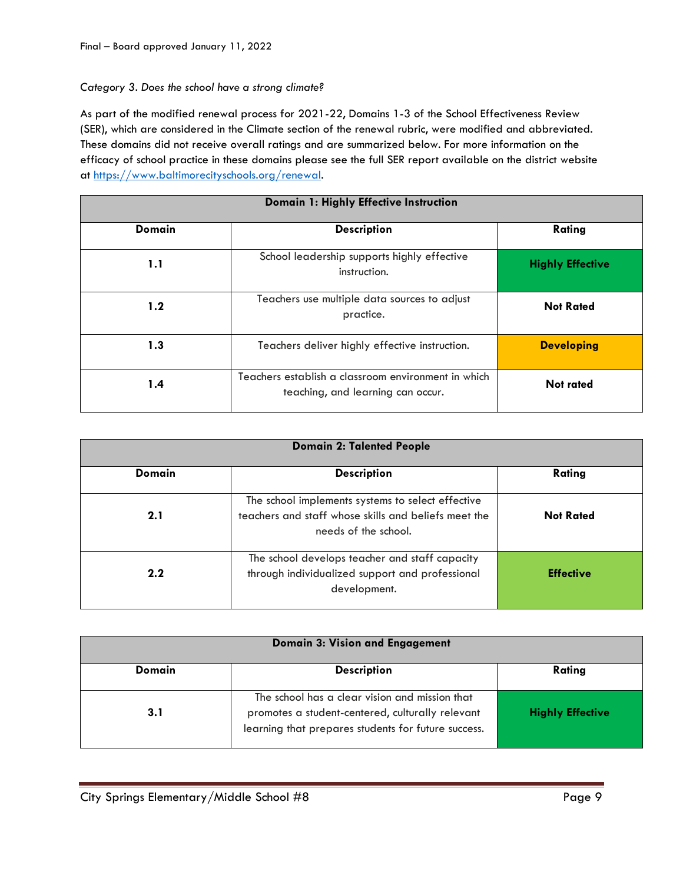*Category 3. Does the school have a strong climate?*

As part of the modified renewal process for 2021-22, Domains 1-3 of the School Effectiveness Review (SER), which are considered in the Climate section of the renewal rubric, were modified and abbreviated. These domains did not receive overall ratings and are summarized below. For more information on the efficacy of school practice in these domains please see the full SER report available on the district website at https://www.baltimorecityschools.org/renewal.

| **Domain 1: Highly Effective Instruction** | | |
|---|---|---|
| **Domain** | **Description** | **Rating** |
| **1.1** | School leadership supports highly effective instruction. | **Highly Effective** |
| **1.2** | Teachers use multiple data sources to adjust practice. | **Not Rated** |
| **1.3** | Teachers deliver highly effective instruction. | **Developing** |
| **1.4** | Teachers establish a classroom environment in which teaching, and learning can occur. | **Not rated** |

| **Domain 2: Talented People** | | |
|---|---|---|
| **Domain** | **Description** | **Rating** |
| **2.1** | The school implements systems to select effective teachers and staff whose skills and beliefs meet the needs of the school. | **Not Rated** |
| **2.2** | The school develops teacher and staff capacity through individualized support and professional development. | **Effective** |

| **Domain 3: Vision and Engagement** | | |
|---|---|---|
| **Domain** | **Description** | **Rating** |
| **3.1** | The school has a clear vision and mission that promotes a student-centered, culturally relevant learning that prepares students for future success. | **Highly Effective** |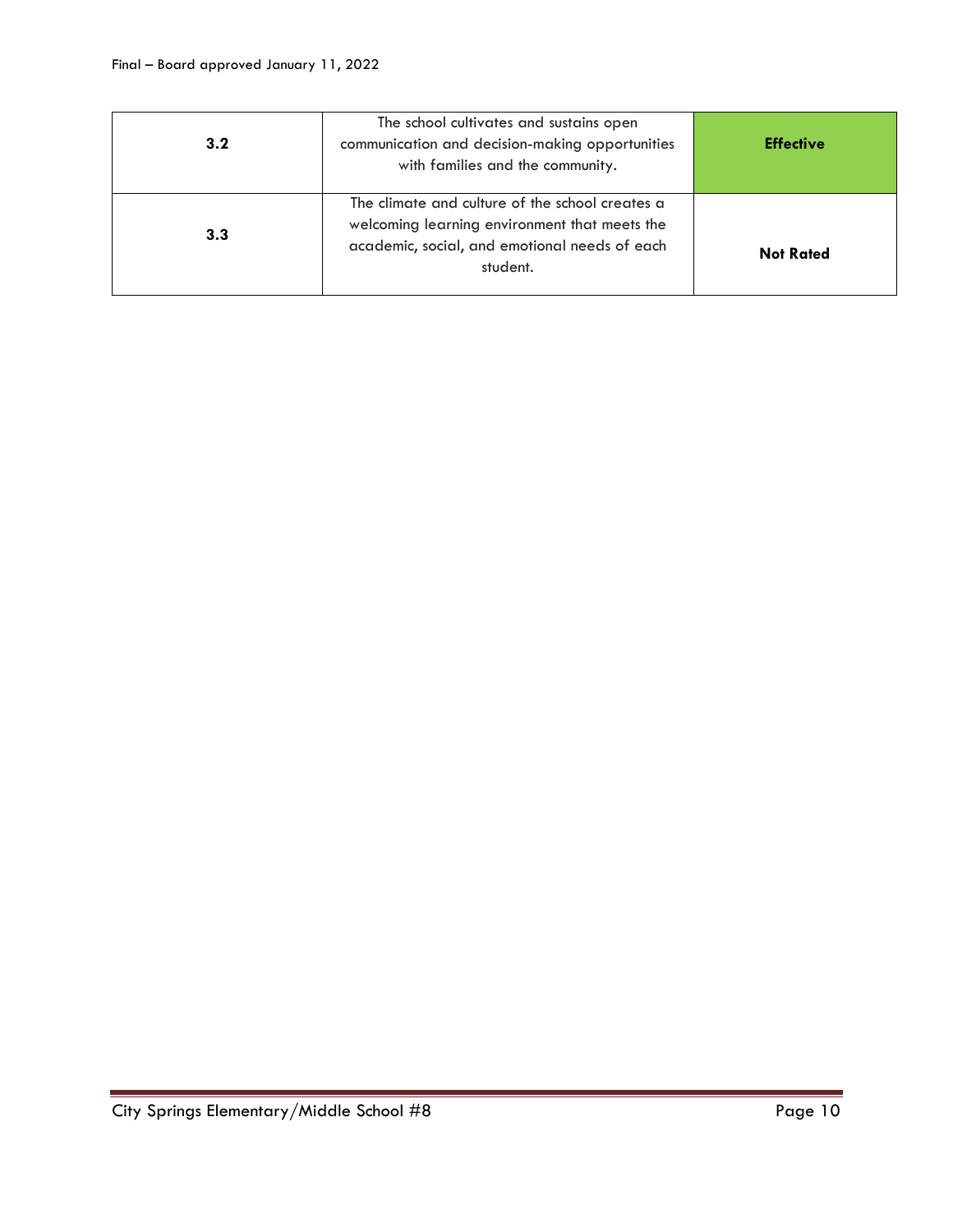| | | |
|---|---|---|
| **3.2** | The school cultivates and sustains open communication and decision-making opportunities with families and the community. | **Effective** |
| **3.3** | The climate and culture of the school creates a welcoming learning environment that meets the academic, social, and emotional needs of each student. | **Not Rated** |